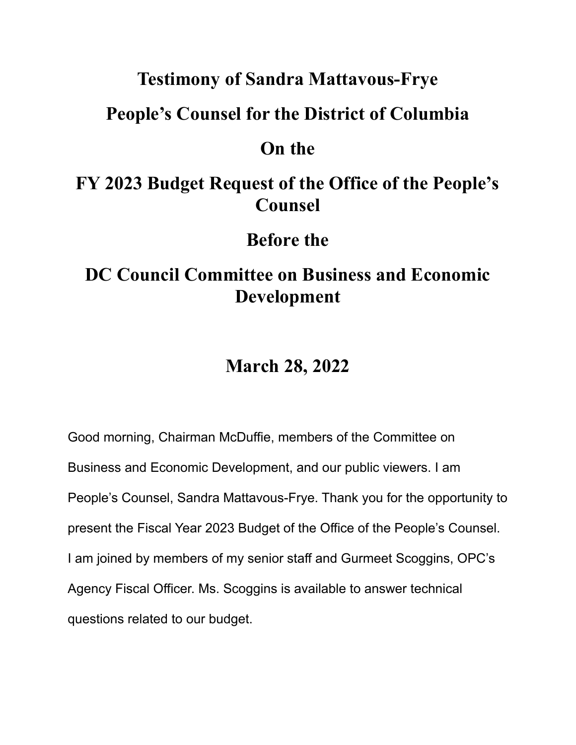# Testimony of Sandra Mattavous-Frye

# People's Counsel for the District of Columbia

# On the

# FY 2023 Budget Request of the Office of the People's Counsel

# Before the

# DC Council Committee on Business and Economic Development

## March 28, 2022

Good morning, Chairman McDuffie, members of the Committee on Business and Economic Development, and our public viewers. I am People's Counsel, Sandra Mattavous-Frye. Thank you for the opportunity to present the Fiscal Year 2023 Budget of the Office of the People's Counsel. I am joined by members of my senior staff and Gurmeet Scoggins, OPC's Agency Fiscal Officer. Ms. Scoggins is available to answer technical questions related to our budget.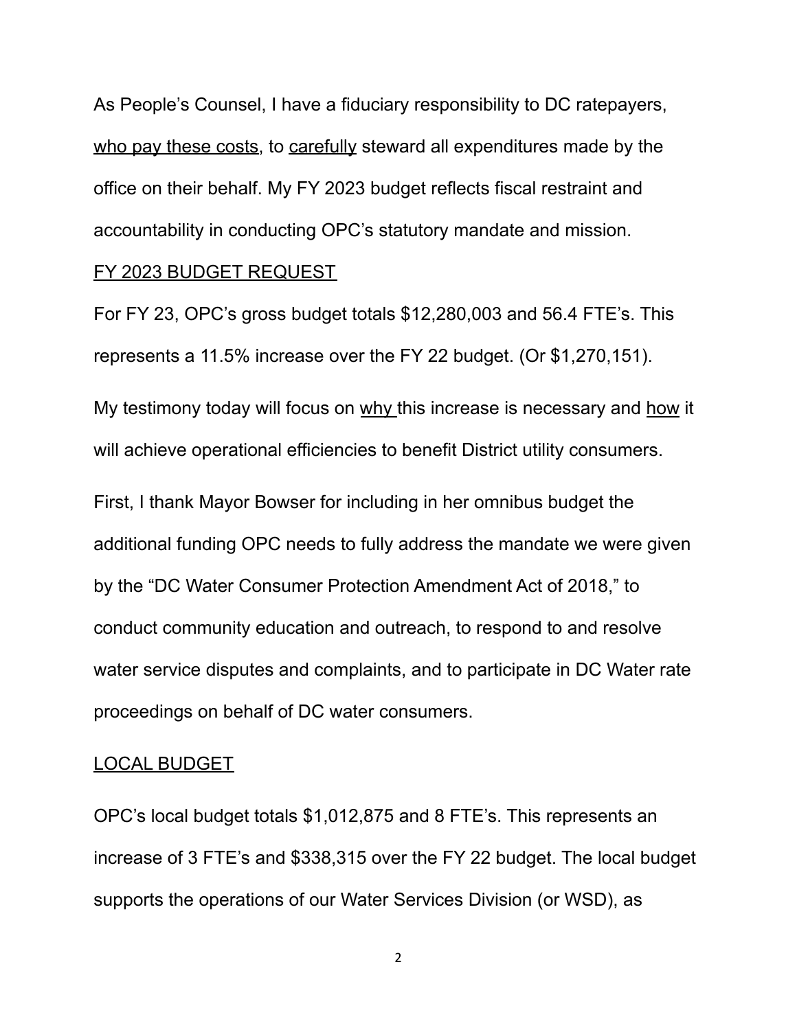As People's Counsel, I have a fiduciary responsibility to DC ratepayers, <u>who pay these costs</u>, to <u>carefully</u> steward all expenditures made by the office on their behalf. My FY 2023 budget reflects fiscal restraint and accountability in conducting OPC's statutory mandate and mission.

## <u>FY 2023 BUDGET REQUEST</u>

For FY 23, OPC's gross budget totals $12,280,003 and 56.4 FTE's. This represents a 11.5% increase over the FY 22 budget. (Or $1,270,151).

My testimony today will focus on <u>why</u> this increase is necessary and <u>how</u> it will achieve operational efficiencies to benefit District utility consumers.

First, I thank Mayor Bowser for including in her omnibus budget the additional funding OPC needs to fully address the mandate we were given by the "DC Water Consumer Protection Amendment Act of 2018," to conduct community education and outreach, to respond to and resolve water service disputes and complaints, and to participate in DC Water rate proceedings on behalf of DC water consumers.

## <u>LOCAL BUDGET</u>

OPC's local budget totals $1,012,875 and 8 FTE's. This represents an increase of 3 FTE's and $338,315 over the FY 22 budget. The local budget supports the operations of our Water Services Division (or WSD), as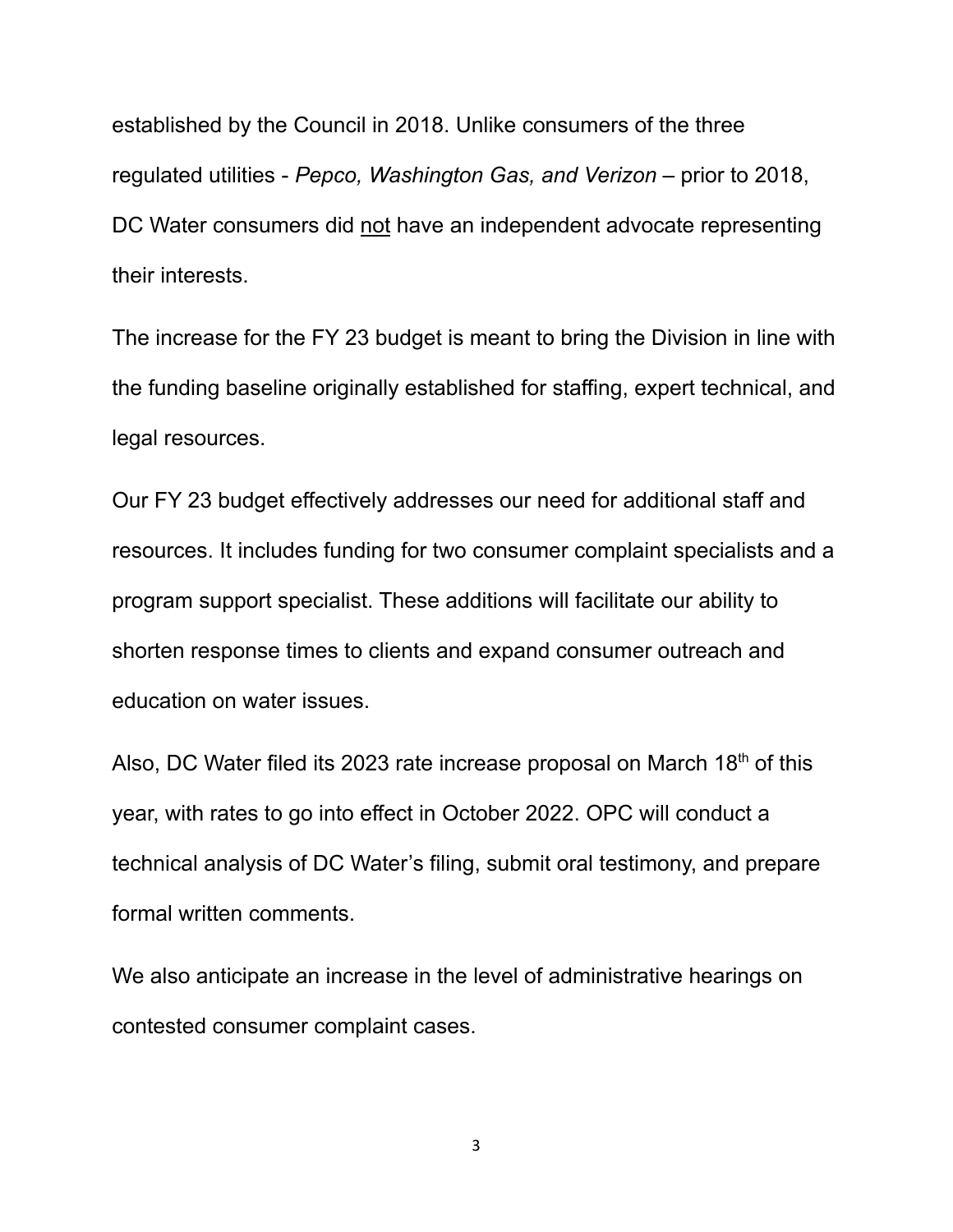established by the Council in 2018. Unlike consumers of the three regulated utilities - *Pepco, Washington Gas, and Verizon* – prior to 2018, DC Water consumers did not have an independent advocate representing their interests.

The increase for the FY 23 budget is meant to bring the Division in line with the funding baseline originally established for staffing, expert technical, and legal resources.

Our FY 23 budget effectively addresses our need for additional staff and resources. It includes funding for two consumer complaint specialists and a program support specialist. These additions will facilitate our ability to shorten response times to clients and expand consumer outreach and education on water issues.

Also, DC Water filed its 2023 rate increase proposal on March 18th of this year, with rates to go into effect in October 2022. OPC will conduct a technical analysis of DC Water's filing, submit oral testimony, and prepare formal written comments.

We also anticipate an increase in the level of administrative hearings on contested consumer complaint cases.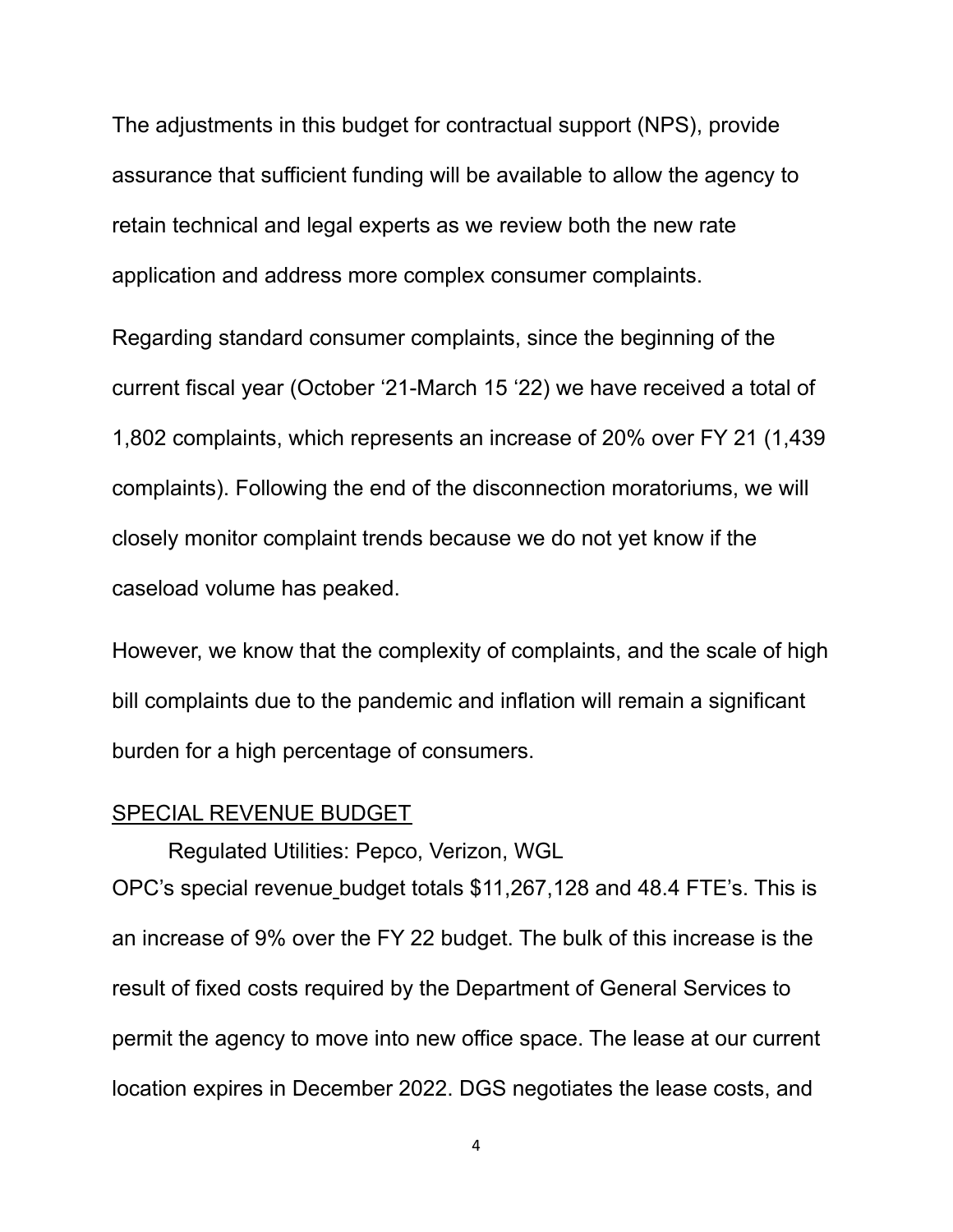The adjustments in this budget for contractual support (NPS), provide assurance that sufficient funding will be available to allow the agency to retain technical and legal experts as we review both the new rate application and address more complex consumer complaints.

Regarding standard consumer complaints, since the beginning of the current fiscal year (October '21-March 15 '22) we have received a total of 1,802 complaints, which represents an increase of 20% over FY 21 (1,439 complaints). Following the end of the disconnection moratoriums, we will closely monitor complaint trends because we do not yet know if the caseload volume has peaked.

However, we know that the complexity of complaints, and the scale of high bill complaints due to the pandemic and inflation will remain a significant burden for a high percentage of consumers.

<u>SPECIAL REVENUE BUDGET</u>

Regulated Utilities: Pepco, Verizon, WGL

OPC's special revenue budget totals $11,267,128 and 48.4 FTE's. This is an increase of 9% over the FY 22 budget. The bulk of this increase is the result of fixed costs required by the Department of General Services to permit the agency to move into new office space. The lease at our current location expires in December 2022. DGS negotiates the lease costs, and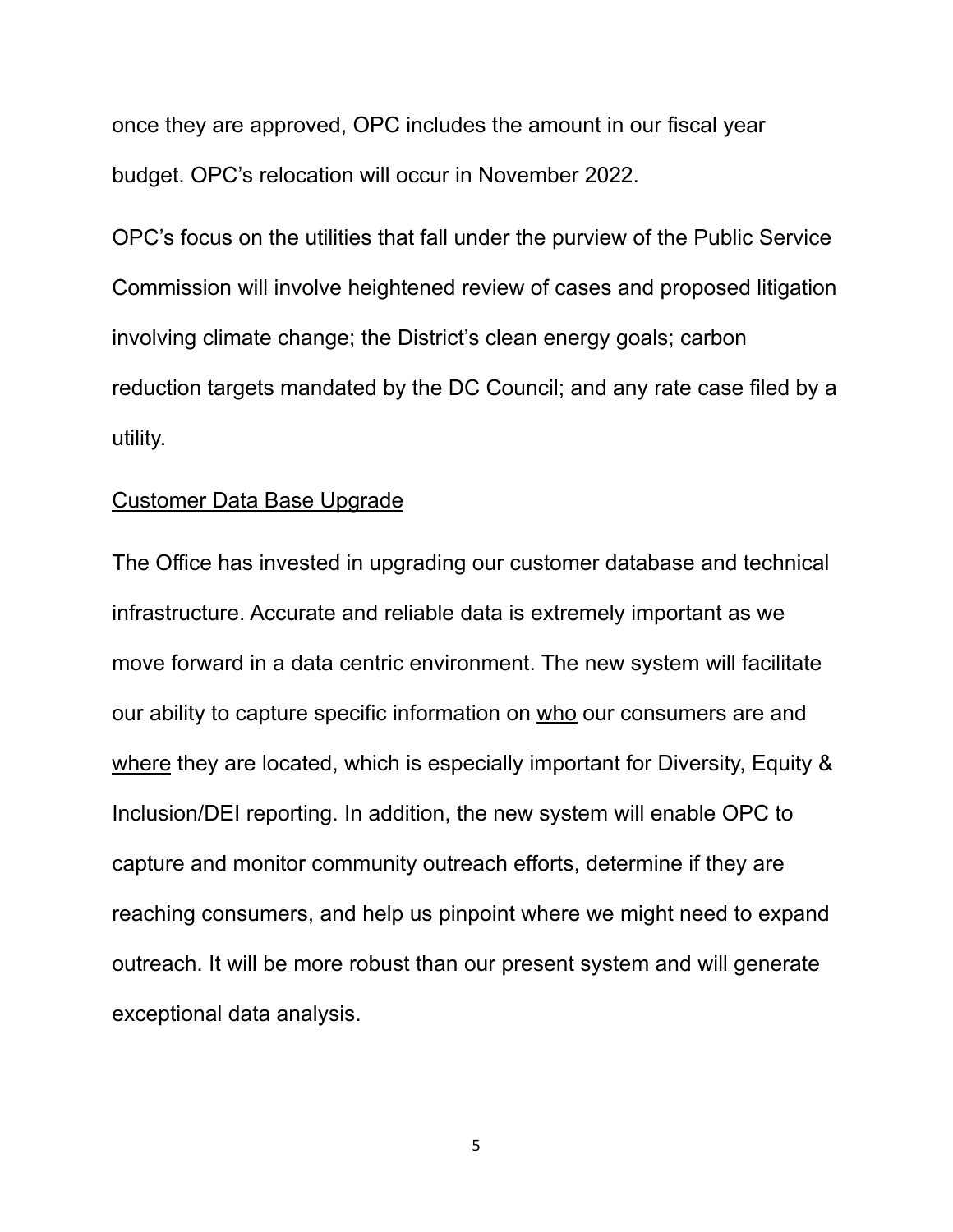once they are approved, OPC includes the amount in our fiscal year budget. OPC's relocation will occur in November 2022.

OPC's focus on the utilities that fall under the purview of the Public Service Commission will involve heightened review of cases and proposed litigation involving climate change; the District's clean energy goals; carbon reduction targets mandated by the DC Council; and any rate case filed by a utility.

<u>Customer Data Base Upgrade</u>

The Office has invested in upgrading our customer database and technical infrastructure. Accurate and reliable data is extremely important as we move forward in a data centric environment. The new system will facilitate our ability to capture specific information on <u>who</u> our consumers are and <u>where</u> they are located, which is especially important for Diversity, Equity & Inclusion/DEI reporting. In addition, the new system will enable OPC to capture and monitor community outreach efforts, determine if they are reaching consumers, and help us pinpoint where we might need to expand outreach. It will be more robust than our present system and will generate exceptional data analysis.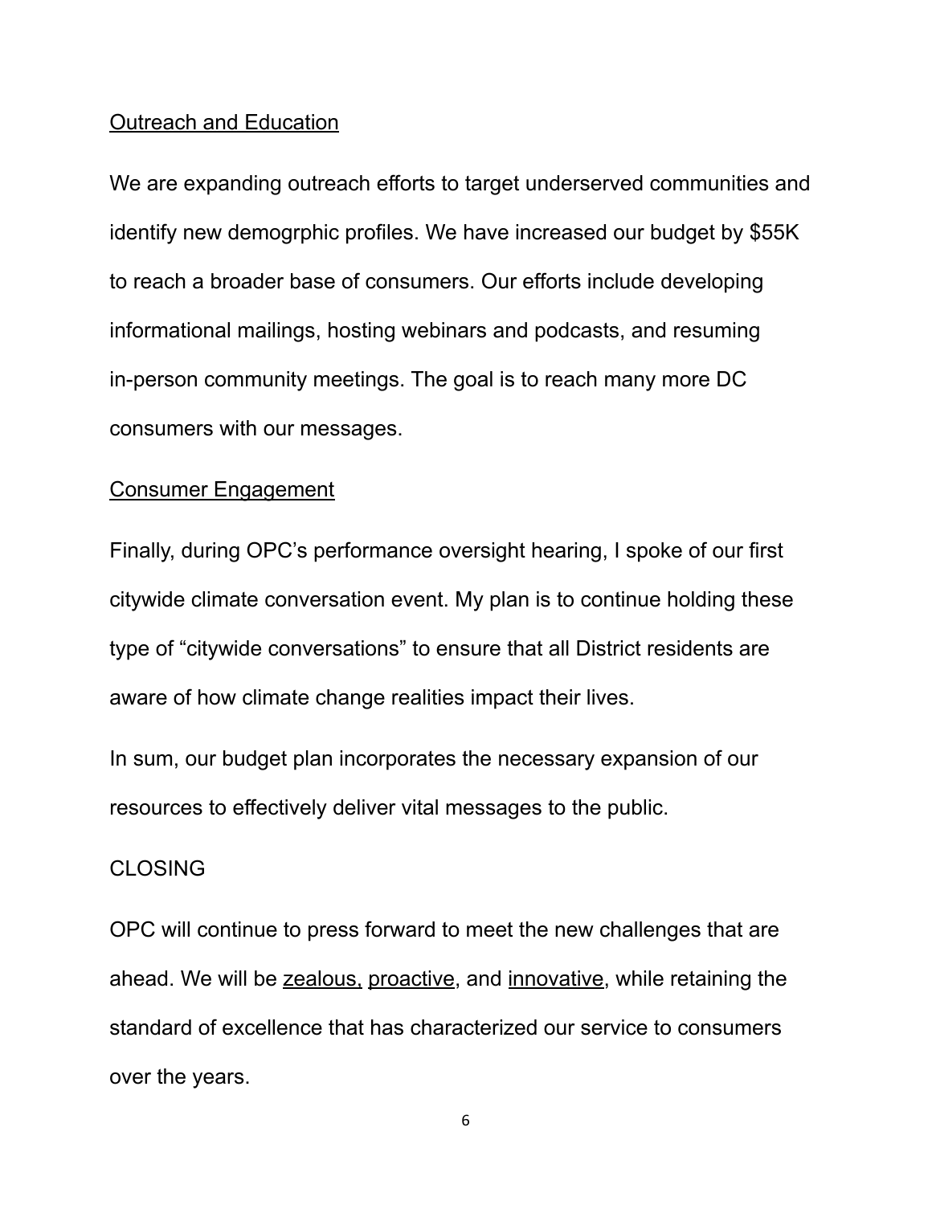<u>Outreach and Education</u>

We are expanding outreach efforts to target underserved communities and identify new demogrphic profiles. We have increased our budget by $55K to reach a broader base of consumers. Our efforts include developing informational mailings, hosting webinars and podcasts, and resuming in-person community meetings. The goal is to reach many more DC consumers with our messages.

<u>Consumer Engagement</u>

Finally, during OPC's performance oversight hearing, I spoke of our first citywide climate conversation event. My plan is to continue holding these type of "citywide conversations" to ensure that all District residents are aware of how climate change realities impact their lives.

In sum, our budget plan incorporates the necessary expansion of our resources to effectively deliver vital messages to the public.

CLOSING

OPC will continue to press forward to meet the new challenges that are ahead. We will be <u>zealous,</u> <u>proactive</u>, and <u>innovative</u>, while retaining the standard of excellence that has characterized our service to consumers over the years.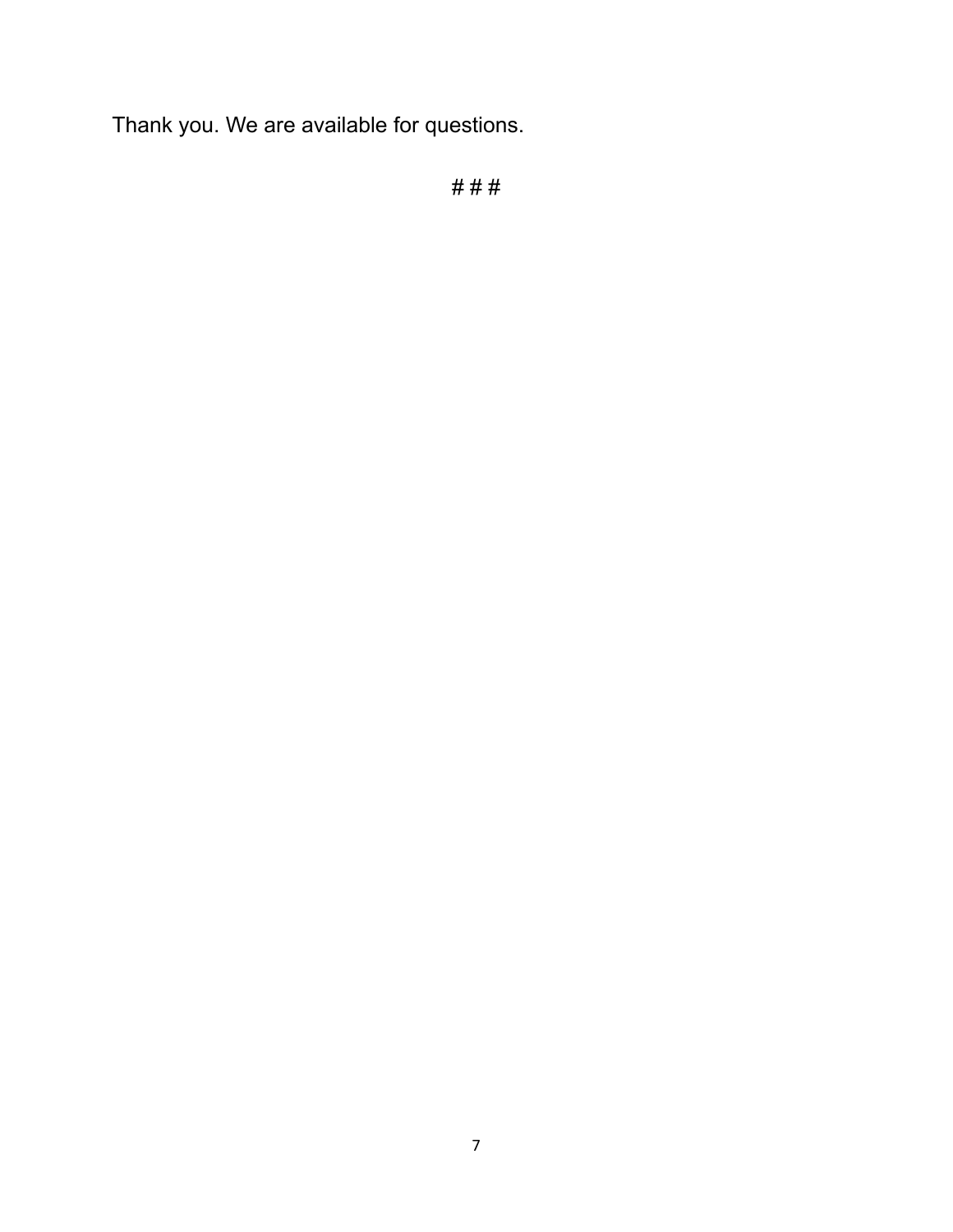Thank you. We are available for questions.

# # #